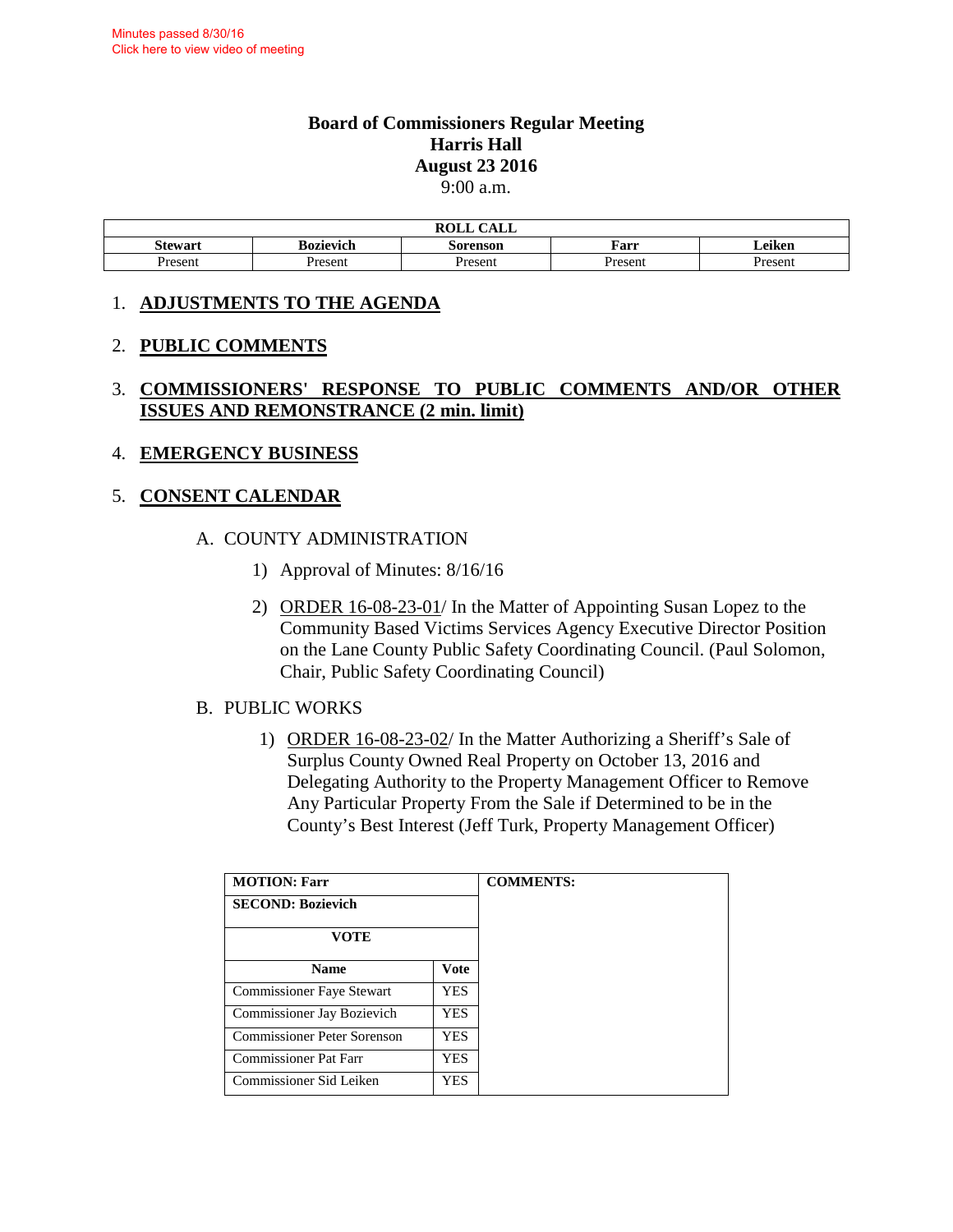Minutes passed 8/30/16
Click here to view video of meeting

# Board of Commissioners Regular Meeting
## Harris Hall
## August 23 2016
9:00 a.m.

| ROLL CALL | | | | |
|---|---|---|---|---|
| **Stewart** | **Bozievich** | **Sorenson** | **Farr** | **Leiken** |
| Present | Present | Present | Present | Present |

1. **ADJUSTMENTS TO THE AGENDA**

2. **PUBLIC COMMENTS**

3. **COMMISSIONERS' RESPONSE TO PUBLIC COMMENTS AND/OR OTHER ISSUES AND REMONSTRANCE (2 min. limit)**

4. **EMERGENCY BUSINESS**

5. **CONSENT CALENDAR**

   A. COUNTY ADMINISTRATION

      1) Approval of Minutes: 8/16/16

      2) ORDER 16-08-23-01/ In the Matter of Appointing Susan Lopez to the Community Based Victims Services Agency Executive Director Position on the Lane County Public Safety Coordinating Council. (Paul Solomon, Chair, Public Safety Coordinating Council)

   B. PUBLIC WORKS

      1) ORDER 16-08-23-02/ In the Matter Authorizing a Sheriff's Sale of Surplus County Owned Real Property on October 13, 2016 and Delegating Authority to the Property Management Officer to Remove Any Particular Property From the Sale if Determined to be in the County's Best Interest (Jeff Turk, Property Management Officer)

| **MOTION: Farr** | | **COMMENTS:** |
|---|---|---|
| **SECOND: Bozievich** | | |
| **VOTE** | | |
| **Name** | **Vote** | |
| Commissioner Faye Stewart | YES | |
| Commissioner Jay Bozievich | YES | |
| Commissioner Peter Sorenson | YES | |
| Commissioner Pat Farr | YES | |
| Commissioner Sid Leiken | YES | |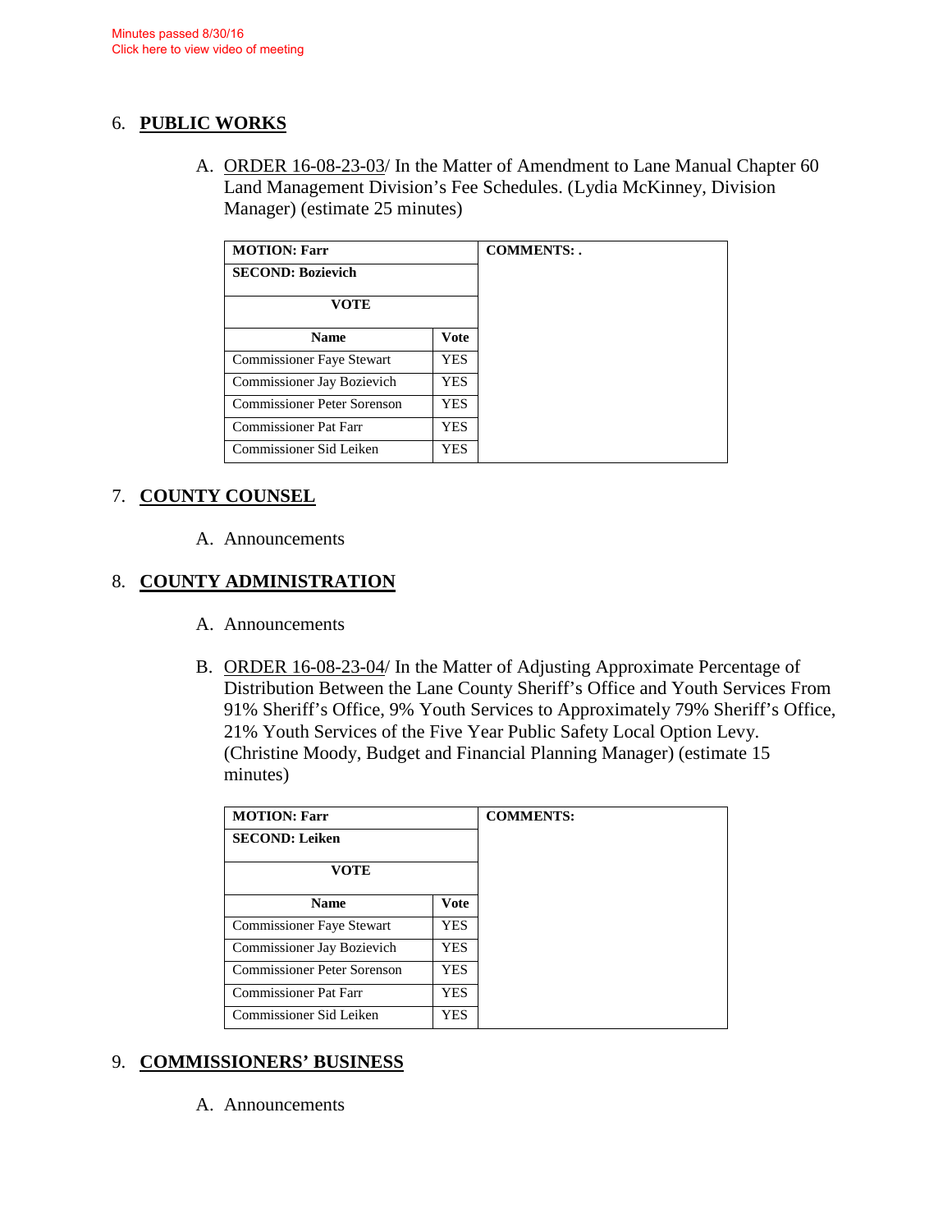Minutes passed 8/30/16
Click here to view video of meeting

## 6. PUBLIC WORKS

A. ORDER 16-08-23-03/ In the Matter of Amendment to Lane Manual Chapter 60 Land Management Division's Fee Schedules. (Lydia McKinney, Division Manager) (estimate 25 minutes)

| **MOTION: Farr** | | **COMMENTS: .** |
|---|---|---|
| **SECOND: Bozievich** | | |
| **VOTE** | | |
| **Name** | **Vote** | |
| Commissioner Faye Stewart | YES | |
| Commissioner Jay Bozievich | YES | |
| Commissioner Peter Sorenson | YES | |
| Commissioner Pat Farr | YES | |
| Commissioner Sid Leiken | YES | |

## 7. COUNTY COUNSEL

A. Announcements

## 8. COUNTY ADMINISTRATION

A. Announcements

B. ORDER 16-08-23-04/ In the Matter of Adjusting Approximate Percentage of Distribution Between the Lane County Sheriff's Office and Youth Services From 91% Sheriff's Office, 9% Youth Services to Approximately 79% Sheriff's Office, 21% Youth Services of the Five Year Public Safety Local Option Levy. (Christine Moody, Budget and Financial Planning Manager) (estimate 15 minutes)

| **MOTION: Farr** | | **COMMENTS:** |
|---|---|---|
| **SECOND: Leiken** | | |
| **VOTE** | | |
| **Name** | **Vote** | |
| Commissioner Faye Stewart | YES | |
| Commissioner Jay Bozievich | YES | |
| Commissioner Peter Sorenson | YES | |
| Commissioner Pat Farr | YES | |
| Commissioner Sid Leiken | YES | |

## 9. COMMISSIONERS' BUSINESS

A. Announcements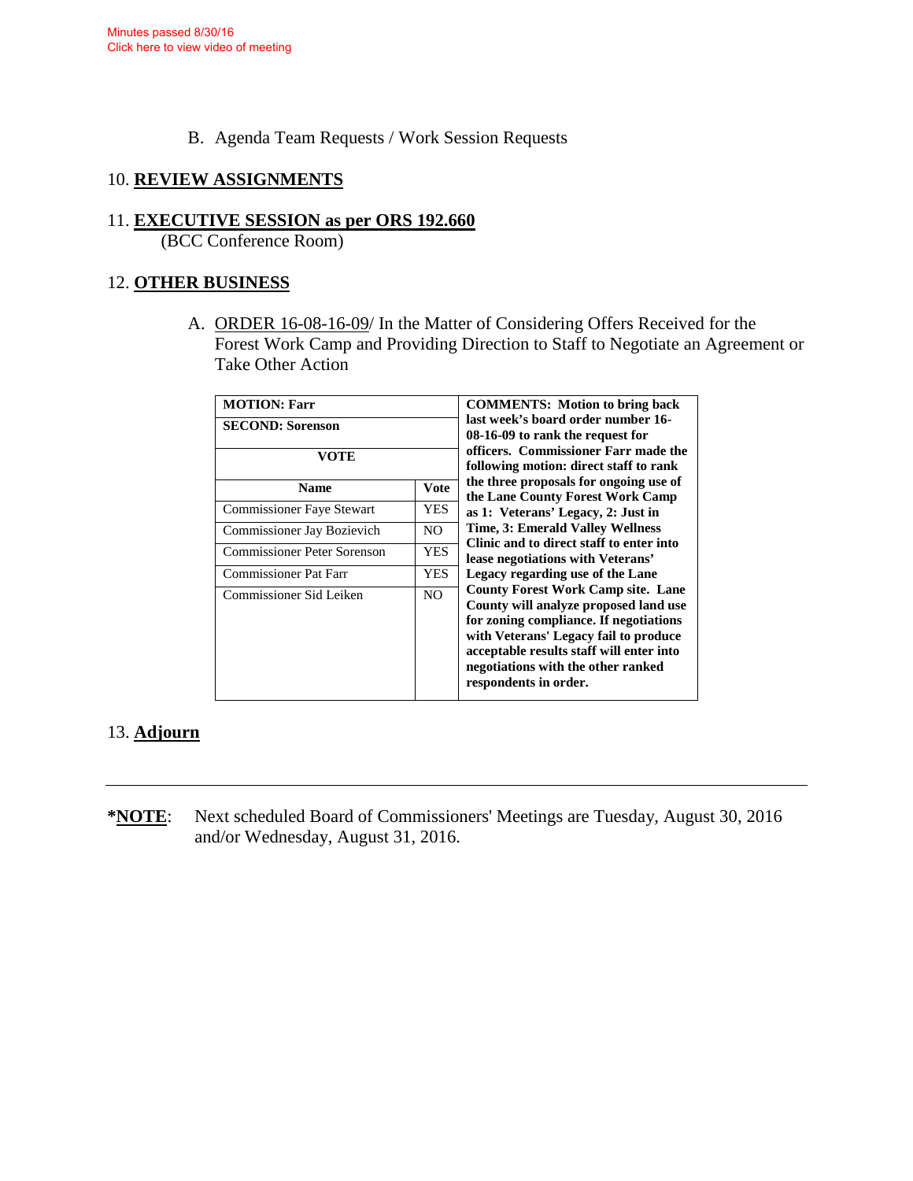Minutes passed 8/30/16
Click here to view video of meeting

B. Agenda Team Requests / Work Session Requests

10. **REVIEW ASSIGNMENTS**

11. **EXECUTIVE SESSION as per ORS 192.660**
(BCC Conference Room)

12. **OTHER BUSINESS**

A. ORDER 16-08-16-09/ In the Matter of Considering Offers Received for the Forest Work Camp and Providing Direction to Staff to Negotiate an Agreement or Take Other Action

| MOTION: Farr | | COMMENTS: Motion to bring back last week's board order number 16-08-16-09 to rank the request for officers. Commissioner Farr made the following motion: direct staff to rank the three proposals for ongoing use of the Lane County Forest Work Camp as 1: Veterans' Legacy, 2: Just in Time, 3: Emerald Valley Wellness Clinic and to direct staff to enter into lease negotiations with Veterans' Legacy regarding use of the Lane County Forest Work Camp site. Lane County will analyze proposed land use for zoning compliance. If negotiations with Veterans' Legacy fail to produce acceptable results staff will enter into negotiations with the other ranked respondents in order. |
|---|---|---|
| **SECOND: Sorenson** | | |
| **VOTE** | | |
| **Name** | **Vote** | |
| Commissioner Faye Stewart | YES | |
| Commissioner Jay Bozievich | NO | |
| Commissioner Peter Sorenson | YES | |
| Commissioner Pat Farr | YES | |
| Commissioner Sid Leiken | NO | |

13. **Adjourn**

---

***NOTE**: Next scheduled Board of Commissioners' Meetings are Tuesday, August 30, 2016 and/or Wednesday, August 31, 2016.